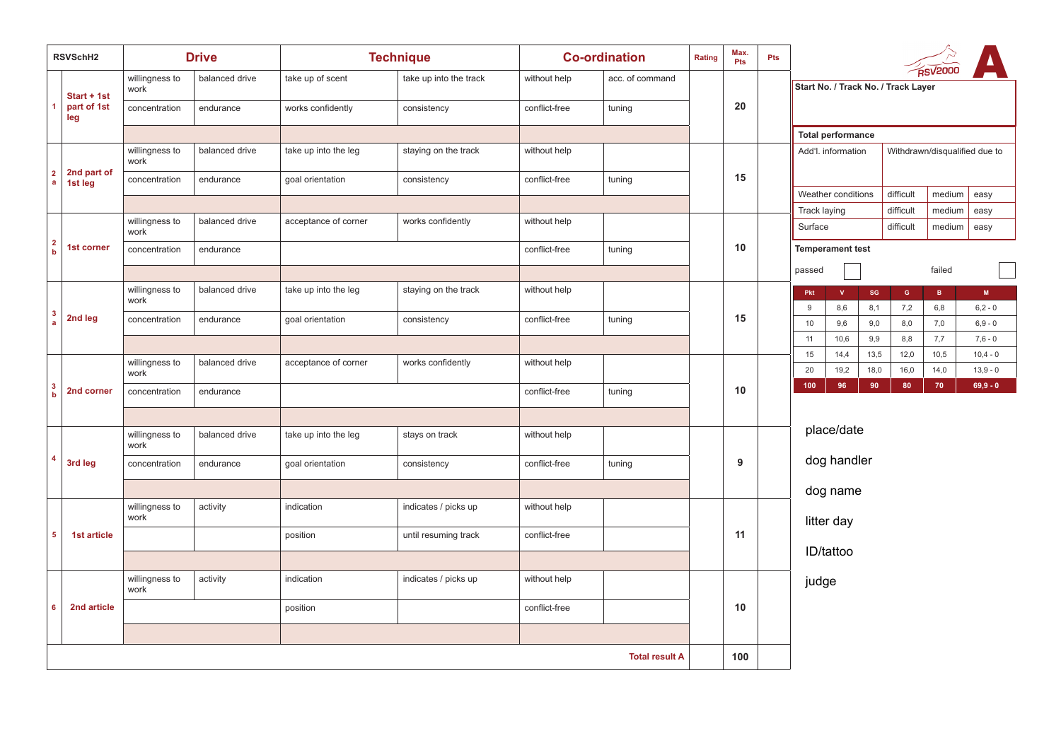| RSVSchH2 | | Drive | | Technique | | Co-ordination | | Rating | Max. Pts | Pts |
|---|---|---|---|---|---|---|---|---|---|---|
| 1 | Start + 1st part of 1st leg | willingness to work | balanced drive | take up of scent | take up into the track | without help | acc. of command | | 20 | |
| | | concentration | endurance | works confidently | consistency | conflict-free | tuning | | | |
| 2 a | 2nd part of 1st leg | willingness to work | balanced drive | take up into the leg | staying on the track | without help | | | 15 | |
| | | concentration | endurance | goal orientation | consistency | conflict-free | tuning | | | |
| 2 b | 1st corner | willingness to work | balanced drive | acceptance of corner | works confidently | without help | | | 10 | |
| | | concentration | endurance | | | conflict-free | tuning | | | |
| 3 a | 2nd leg | willingness to work | balanced drive | take up into the leg | staying on the track | without help | | | 15 | |
| | | concentration | endurance | goal orientation | consistency | conflict-free | tuning | | | |
| 3 b | 2nd corner | willingness to work | balanced drive | acceptance of corner | works confidently | without help | | | 10 | |
| | | concentration | endurance | | | conflict-free | tuning | | | |
| 4 | 3rd leg | willingness to work | balanced drive | take up into the leg | stays on track | without help | | | 9 | |
| | | concentration | endurance | goal orientation | consistency | conflict-free | tuning | | | |
| 5 | 1st article | willingness to work | activity | indication | indicates / picks up | without help | | | 11 | |
| | | | | position | until resuming track | conflict-free | | | | |
| 6 | 2nd article | willingness to work | activity | indication | indicates / picks up | without help | | | 10 | |
| | | | | position | | conflict-free | | | | |
| | | | | | | | Total result A | | 100 | |

RSV2000 **A**

**Start No. / Track No. / Track Layer**

**Total performance**

| Add'l. information | Withdrawn/disqualified due to | | |
|---|---|---|---|
| Weather conditions | difficult | medium | easy |
| Track laying | difficult | medium | easy |
| Surface | difficult | medium | easy |

**Temperament test**

passed ☐ failed ☐

| Pkt | V | SG | G | B | M |
|---|---|---|---|---|---|
| 9 | 8,6 | 8,1 | 7,2 | 6,8 | 6,2 - 0 |
| 10 | 9,6 | 9,0 | 8,0 | 7,0 | 6,9 - 0 |
| 11 | 10,6 | 9,9 | 8,8 | 7,7 | 7,6 - 0 |
| 15 | 14,4 | 13,5 | 12,0 | 10,5 | 10,4 - 0 |
| 20 | 19,2 | 18,0 | 16,0 | 14,0 | 13,9 - 0 |
| **100** | **96** | **90** | **80** | **70** | **69,9 - 0** |

place/date

dog handler

dog name

litter day

ID/tattoo

judge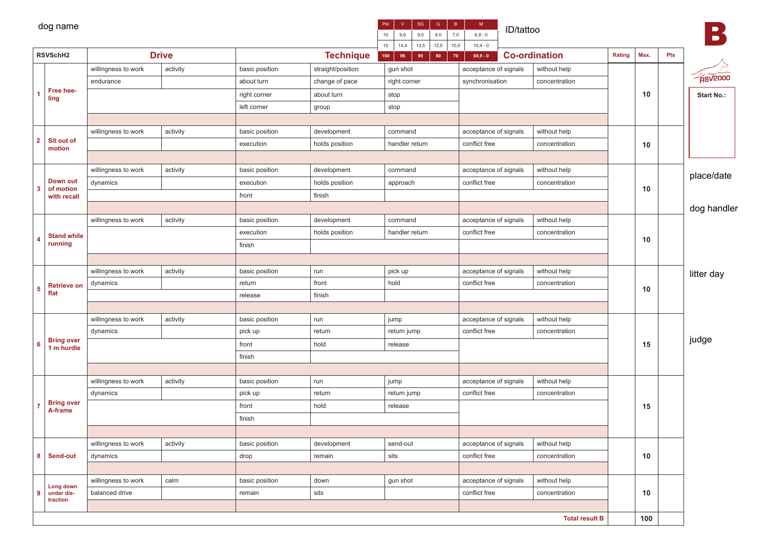dog name

| Pkt | V | SG | G | B | M |
|---|---|---|---|---|---|
| 10 | 9,6 | 9,0 | 8,0 | 7,0 | 6,9 - 0 |
| 15 | 14,4 | 13,5 | 12,0 | 10,5 | 10,4 - 0 |
| 100 | 96 | 90 | 80 | 70 | 69,9 - 0 |

ID/tattoo

# B

RSV2000

Start No.:

place/date

dog handler

litter day

judge

| RSVSchH2 | | Drive | | Technique | | | Co-ordination | | Rating | Max. | Pts |
|---|---|---|---|---|---|---|---|---|---|---|---|
| 1 | Free heeling | willingness to work | activity | basic position | straight/position | gun shot | acceptance of signals | without help | | 10 | |
| | | endurance | | about turn | change of pace | right corner | synchronisation | concentration | | | |
| | | | | right corner | about turn | stop | | | | | |
| | | | | left corner | group | stop | | | | | |
| 2 | Sit out of motion | willingness to work | activity | basic position | development | command | acceptance of signals | without help | | 10 | |
| | | | | execution | holds position | handler return | conflict free | concentration | | | |
| 3 | Down out of motion with recall | willingness to work | activity | basic position | development | command | acceptance of signals | without help | | 10 | |
| | | dynamics | | execution | holds position | approach | conflict free | concentration | | | |
| | | | | front | finish | | | | | | |
| 4 | Stand while running | willingness to work | activity | basic position | development | command | acceptance of signals | without help | | 10 | |
| | | | | execution | holds position | handler return | conflict free | concentration | | | |
| | | | | finish | | | | | | | |
| 5 | Retrieve on flat | willingness to work | activity | basic position | run | pick up | acceptance of signals | without help | | 10 | |
| | | dynamics | | return | front | hold | conflict free | concentration | | | |
| | | | | release | finish | | | | | | |
| 6 | Bring over 1 m hurdle | willingness to work | activity | basic position | run | jump | acceptance of signals | without help | | 15 | |
| | | dynamics | | pick up | return | return jump | conflict free | concentration | | | |
| | | | | front | hold | release | | | | | |
| | | | | finish | | | | | | | |
| 7 | Bring over A-frame | willingness to work | activity | basic position | run | jump | acceptance of signals | without help | | 15 | |
| | | dynamics | | pick up | return | return jump | conflict free | concentration | | | |
| | | | | front | hold | release | | | | | |
| | | | | finish | | | | | | | |
| 8 | Send-out | willingness to work | activity | basic position | development | send-out | acceptance of signals | without help | | 10 | |
| | | dynamics | | drop | remain | sits | conflict free | concentration | | | |
| 9 | Long down under distraction | willingness to work | calm | basic position | down | gun shot | acceptance of signals | without help | | 10 | |
| | | balanced drive | | remain | sits | | conflict free | concentration | | | |
| | | | | | | | | Total result B | | 100 | |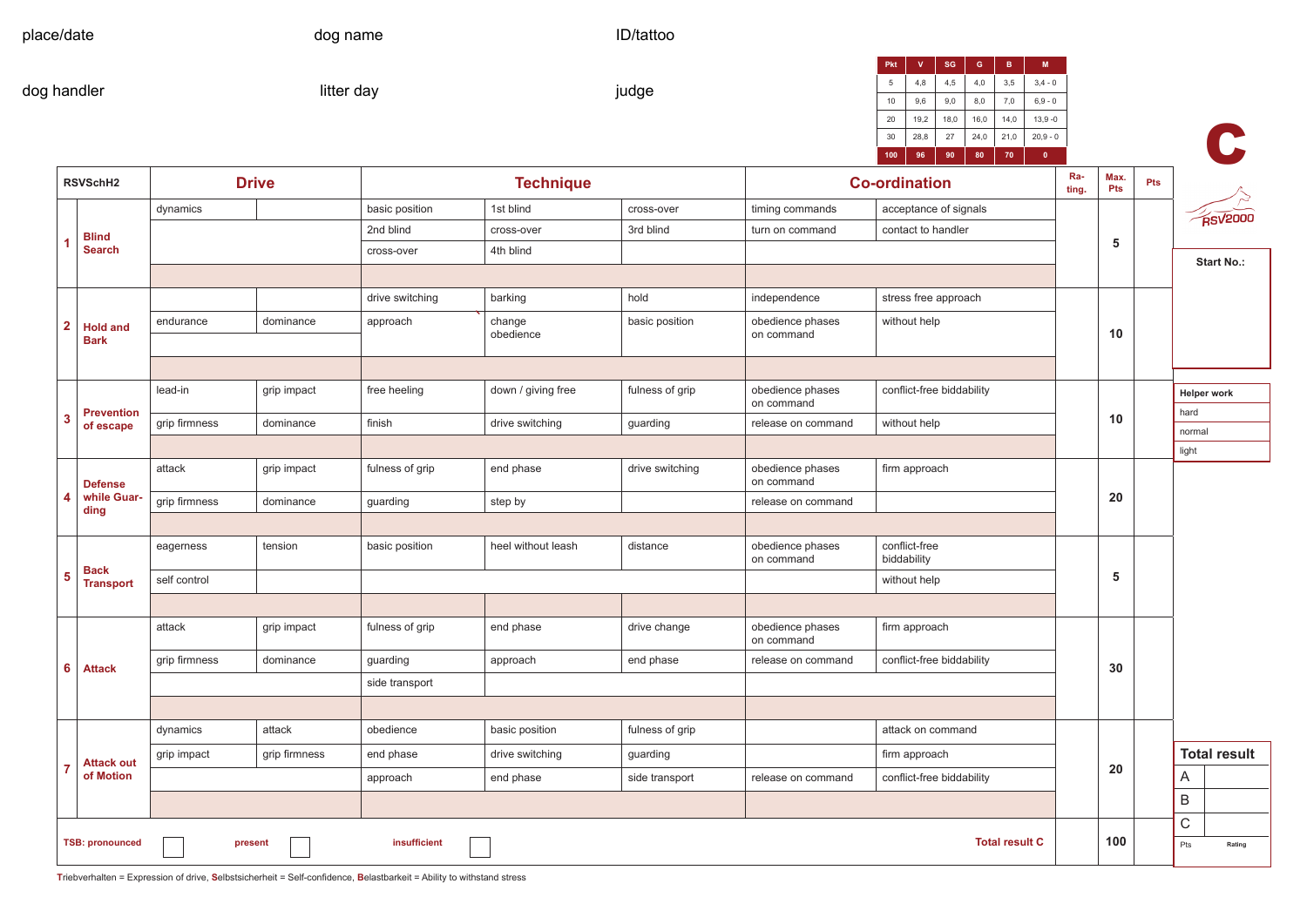place/date | dog name | ID/tattoo

dog handler | litter day | judge

| Pkt | V | SG | G | B | M |
|---|---|---|---|---|---|
| 5 | 4,8 | 4,5 | 4,0 | 3,5 | 3,4 - 0 |
| 10 | 9,6 | 9,0 | 8,0 | 7,0 | 6,9 - 0 |
| 20 | 19,2 | 18,0 | 16,0 | 14,0 | 13,9 -0 |
| 30 | 28,8 | 27 | 24,0 | 21,0 | 20,9 - 0 |
| 100 | 96 | 90 | 80 | 70 | 0 |

# C

RSV2000

| RSVSchH2 | | Drive | | Technique | | | Co-ordination | | Ra-ting. | Max. Pts | Pts |
|---|---|---|---|---|---|---|---|---|---|---|---|
| 1 | Blind Search | dynamics | | basic position | 1st blind | cross-over | timing commands | acceptance of signals | | 5 | |
| | | | | 2nd blind | cross-over | 3rd blind | turn on command | contact to handler | | | |
| | | | | cross-over | 4th blind | | | | | | |
| 2 | Hold and Bark | | | drive switching | barking | hold | independence | stress free approach | | 10 | |
| | | endurance | dominance | approach | change obedience | basic position | obedience phases on command | without help | | | |
| 3 | Prevention of escape | lead-in | grip impact | free heeling | down / giving free | fulness of grip | obedience phases on command | conflict-free biddability | | 10 | |
| | | grip firmness | dominance | finish | drive switching | guarding | release on command | without help | | | |
| 4 | Defense while Guarding | attack | grip impact | fulness of grip | end phase | drive switching | obedience phases on command | firm approach | | 20 | |
| | | grip firmness | dominance | guarding | step by | | release on command | | | | |
| 5 | Back Transport | eagerness | tension | basic position | heel without leash | distance | obedience phases on command | conflict-free biddability | | 5 | |
| | | self control | | | | | | without help | | | |
| 6 | Attack | attack | grip impact | fulness of grip | end phase | drive change | obedience phases on command | firm approach | | 30 | |
| | | grip firmness | dominance | guarding | approach | end phase | release on command | conflict-free biddability | | | |
| | | | | side transport | | | | | | | |
| 7 | Attack out of Motion | dynamics | attack | obedience | basic position | fulness of grip | | attack on command | | 20 | |
| | | grip impact | grip firmness | end phase | drive switching | guarding | | firm approach | | | |
| | | | | approach | end phase | side transport | release on command | conflict-free biddability | | | |
| TSB: pronounced ☐ | | present ☐ | | insufficient ☐ | | | | Total result C | | 100 | |

Start No.:

| Helper work |
|---|
| hard |
| normal |
| light |

| Total result | |
|---|---|
| A | |
| B | |
| C | |
| Pts | Rating |

**T**riebverhalten = Expression of drive, **S**elbstsicherheit = Self-confidence, **B**elastbarkeit = Ability to withstand stress